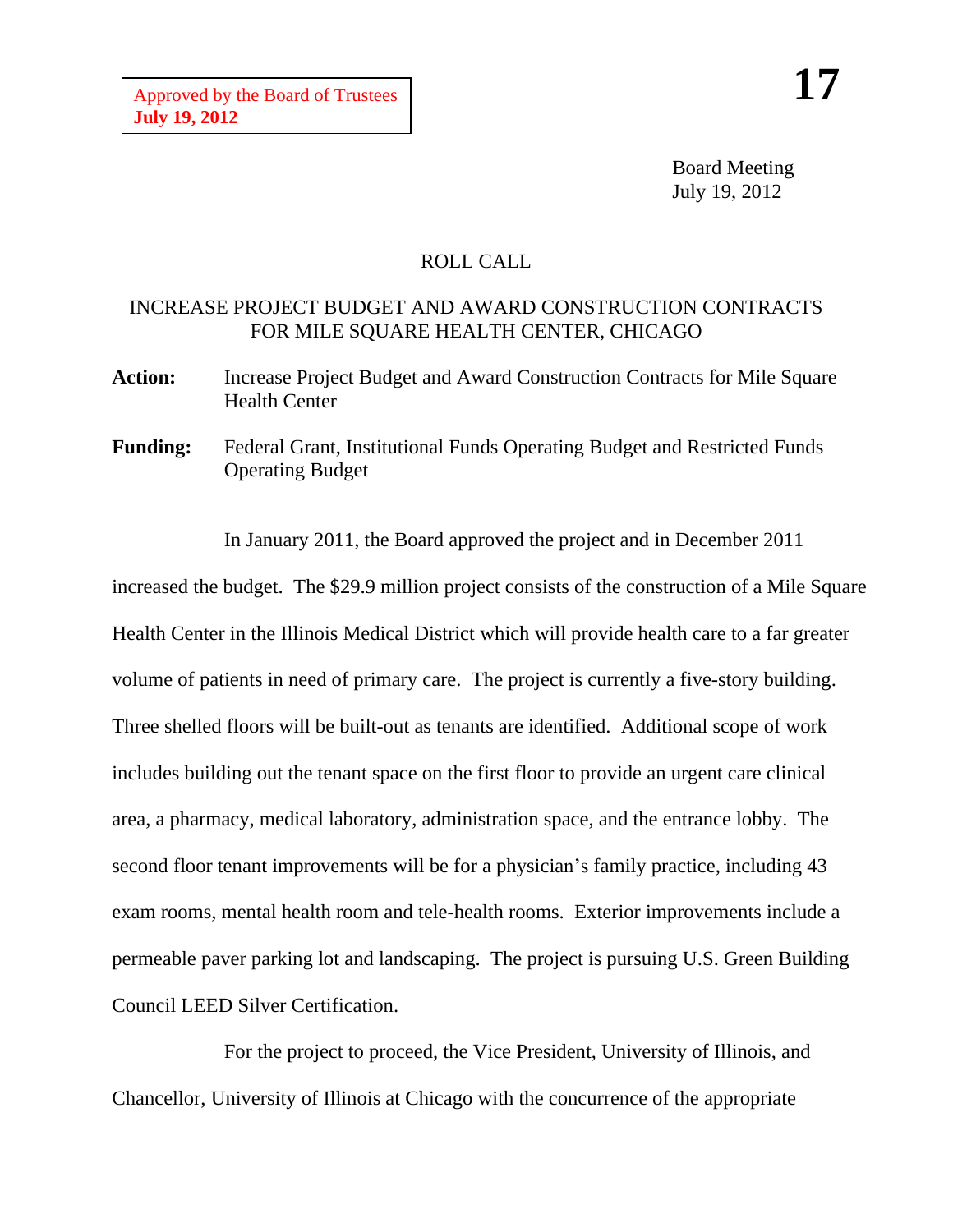Approved by the Board of Trustees
**July 19, 2012**

**17**

Board Meeting
July 19, 2012

ROLL CALL

INCREASE PROJECT BUDGET AND AWARD CONSTRUCTION CONTRACTS FOR MILE SQUARE HEALTH CENTER, CHICAGO

**Action:** Increase Project Budget and Award Construction Contracts for Mile Square Health Center

**Funding:** Federal Grant, Institutional Funds Operating Budget and Restricted Funds Operating Budget

In January 2011, the Board approved the project and in December 2011 increased the budget. The $29.9 million project consists of the construction of a Mile Square Health Center in the Illinois Medical District which will provide health care to a far greater volume of patients in need of primary care. The project is currently a five-story building. Three shelled floors will be built-out as tenants are identified. Additional scope of work includes building out the tenant space on the first floor to provide an urgent care clinical area, a pharmacy, medical laboratory, administration space, and the entrance lobby. The second floor tenant improvements will be for a physician's family practice, including 43 exam rooms, mental health room and tele-health rooms. Exterior improvements include a permeable paver parking lot and landscaping. The project is pursuing U.S. Green Building Council LEED Silver Certification.

For the project to proceed, the Vice President, University of Illinois, and Chancellor, University of Illinois at Chicago with the concurrence of the appropriate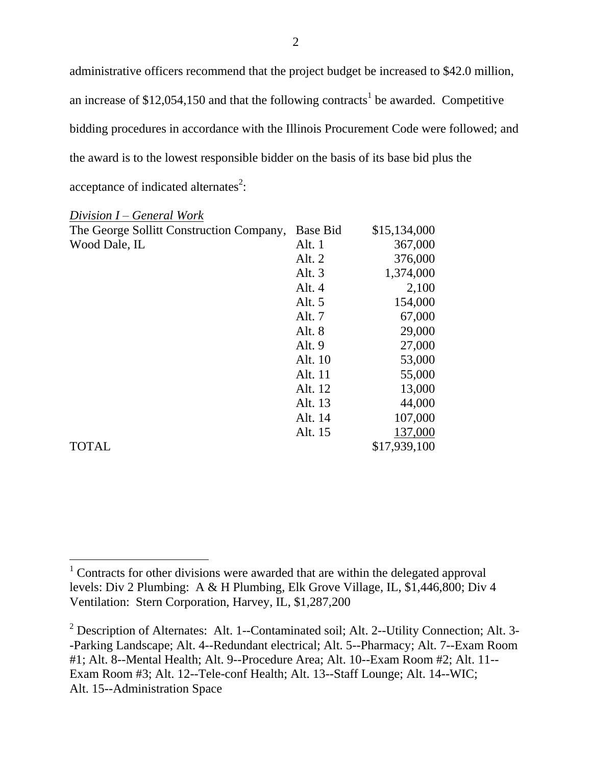administrative officers recommend that the project budget be increased to $42.0 million, an increase of $12,054,150 and that the following contracts[1] be awarded. Competitive bidding procedures in accordance with the Illinois Procurement Code were followed; and the award is to the lowest responsible bidder on the basis of its base bid plus the acceptance of indicated alternates[2]:

*Division I – General Work*

| | | |
|---|---|---|
| The George Sollitt Construction Company, | Base Bid | $15,134,000 |
| Wood Dale, IL | Alt. 1 | 367,000 |
| | Alt. 2 | 376,000 |
| | Alt. 3 | 1,374,000 |
| | Alt. 4 | 2,100 |
| | Alt. 5 | 154,000 |
| | Alt. 7 | 67,000 |
| | Alt. 8 | 29,000 |
| | Alt. 9 | 27,000 |
| | Alt. 10 | 53,000 |
| | Alt. 11 | 55,000 |
| | Alt. 12 | 13,000 |
| | Alt. 13 | 44,000 |
| | Alt. 14 | 107,000 |
| | Alt. 15 | 137,000 |
| TOTAL | | $17,939,100 |

[1] Contracts for other divisions were awarded that are within the delegated approval levels: Div 2 Plumbing: A & H Plumbing, Elk Grove Village, IL, $1,446,800; Div 4 Ventilation: Stern Corporation, Harvey, IL, $1,287,200

[2] Description of Alternates: Alt. 1--Contaminated soil; Alt. 2--Utility Connection; Alt. 3--Parking Landscape; Alt. 4--Redundant electrical; Alt. 5--Pharmacy; Alt. 7--Exam Room #1; Alt. 8--Mental Health; Alt. 9--Procedure Area; Alt. 10--Exam Room #2; Alt. 11--Exam Room #3; Alt. 12--Tele-conf Health; Alt. 13--Staff Lounge; Alt. 14--WIC; Alt. 15--Administration Space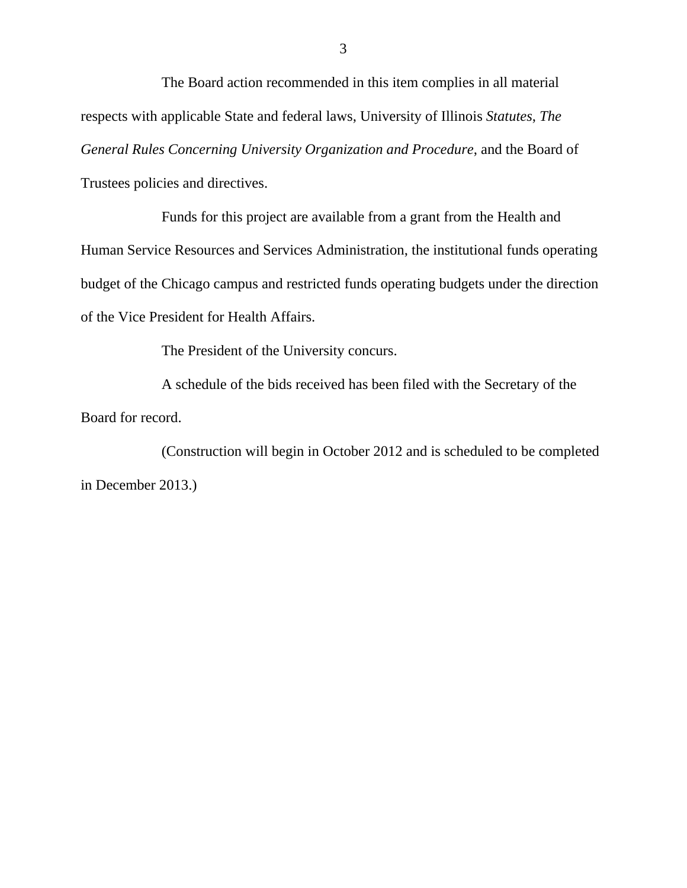The Board action recommended in this item complies in all material respects with applicable State and federal laws, University of Illinois *Statutes*, *The General Rules Concerning University Organization and Procedure*, and the Board of Trustees policies and directives.

Funds for this project are available from a grant from the Health and Human Service Resources and Services Administration, the institutional funds operating budget of the Chicago campus and restricted funds operating budgets under the direction of the Vice President for Health Affairs.

The President of the University concurs.

A schedule of the bids received has been filed with the Secretary of the Board for record.

(Construction will begin in October 2012 and is scheduled to be completed in December 2013.)